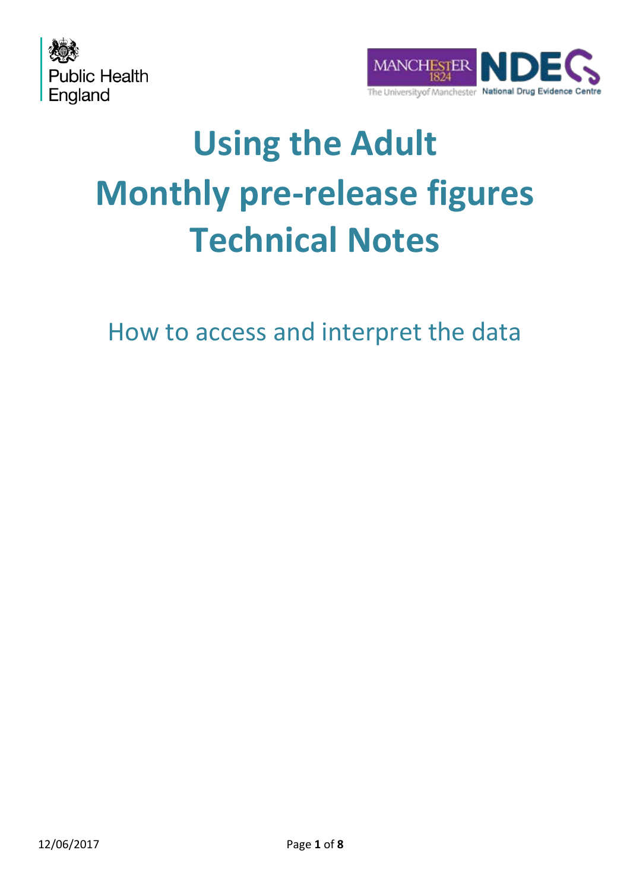Public Health England

MANCHESTER 1824 The University of Manchester — NDEC National Drug Evidence Centre

# Using the Adult Monthly pre-release figures Technical Notes

## How to access and interpret the data

12/06/2017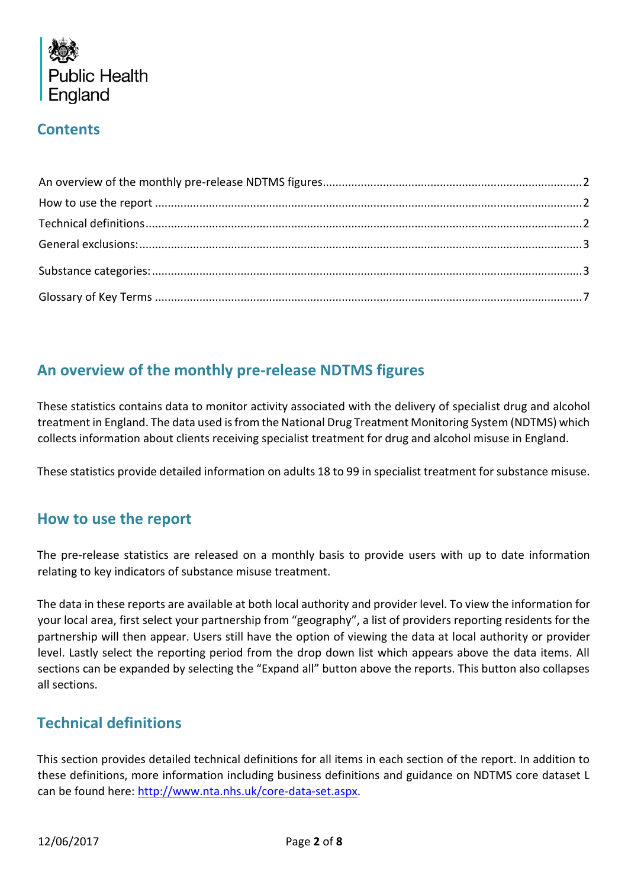Public Health England

## Contents

An overview of the monthly pre-release NDTMS figures....2
How to use the report ....2
Technical definitions....2
General exclusions:....3
Substance categories:....3
Glossary of Key Terms ....7

## An overview of the monthly pre-release NDTMS figures

These statistics contains data to monitor activity associated with the delivery of specialist drug and alcohol treatment in England. The data used is from the National Drug Treatment Monitoring System (NDTMS) which collects information about clients receiving specialist treatment for drug and alcohol misuse in England.

These statistics provide detailed information on adults 18 to 99 in specialist treatment for substance misuse.

## How to use the report

The pre-release statistics are released on a monthly basis to provide users with up to date information relating to key indicators of substance misuse treatment.

The data in these reports are available at both local authority and provider level. To view the information for your local area, first select your partnership from "geography", a list of providers reporting residents for the partnership will then appear. Users still have the option of viewing the data at local authority or provider level. Lastly select the reporting period from the drop down list which appears above the data items. All sections can be expanded by selecting the "Expand all" button above the reports. This button also collapses all sections.

## Technical definitions

This section provides detailed technical definitions for all items in each section of the report. In addition to these definitions, more information including business definitions and guidance on NDTMS core dataset L can be found here: [http://www.nta.nhs.uk/core-data-set.aspx](http://www.nta.nhs.uk/core-data-set.aspx).

12/06/2017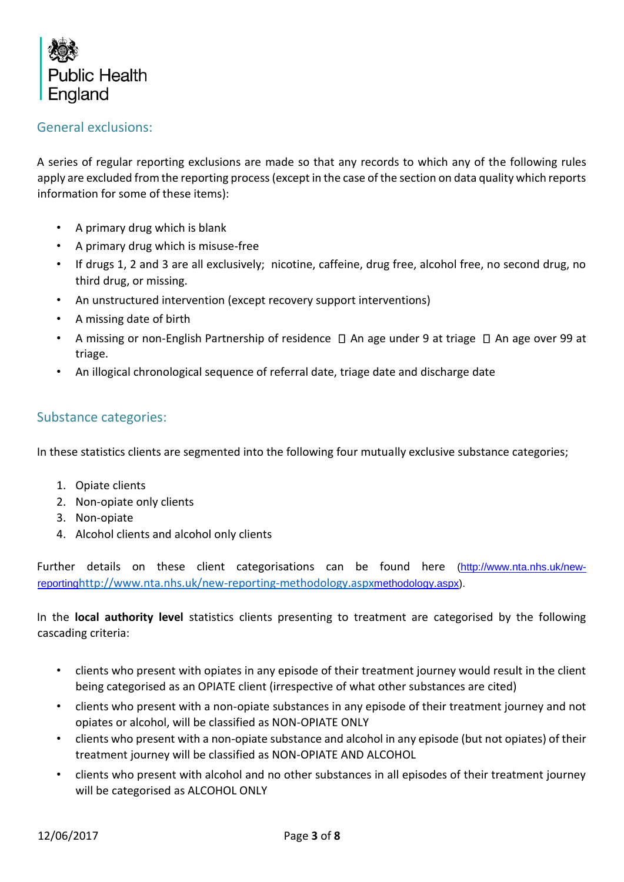## General exclusions:

A series of regular reporting exclusions are made so that any records to which any of the following rules apply are excluded from the reporting process (except in the case of the section on data quality which reports information for some of these items):

- A primary drug which is blank
- A primary drug which is misuse-free
- If drugs 1, 2 and 3 are all exclusively; nicotine, caffeine, drug free, alcohol free, no second drug, no third drug, or missing.
- An unstructured intervention (except recovery support interventions)
- A missing date of birth
- A missing or non-English Partnership of residence  An age under 9 at triage  An age over 99 at triage.
- An illogical chronological sequence of referral date, triage date and discharge date

## Substance categories:

In these statistics clients are segmented into the following four mutually exclusive substance categories;

1. Opiate clients
2. Non-opiate only clients
3. Non-opiate
4. Alcohol clients and alcohol only clients

Further details on these client categorisations can be found here (http://www.nta.nhs.uk/new-reportinghttp://www.nta.nhs.uk/new-reporting-methodology.aspxmethodology.aspx).

In the **local authority level** statistics clients presenting to treatment are categorised by the following cascading criteria:

- clients who present with opiates in any episode of their treatment journey would result in the client being categorised as an OPIATE client (irrespective of what other substances are cited)
- clients who present with a non-opiate substances in any episode of their treatment journey and not opiates or alcohol, will be classified as NON-OPIATE ONLY
- clients who present with a non-opiate substance and alcohol in any episode (but not opiates) of their treatment journey will be classified as NON-OPIATE AND ALCOHOL
- clients who present with alcohol and no other substances in all episodes of their treatment journey will be categorised as ALCOHOL ONLY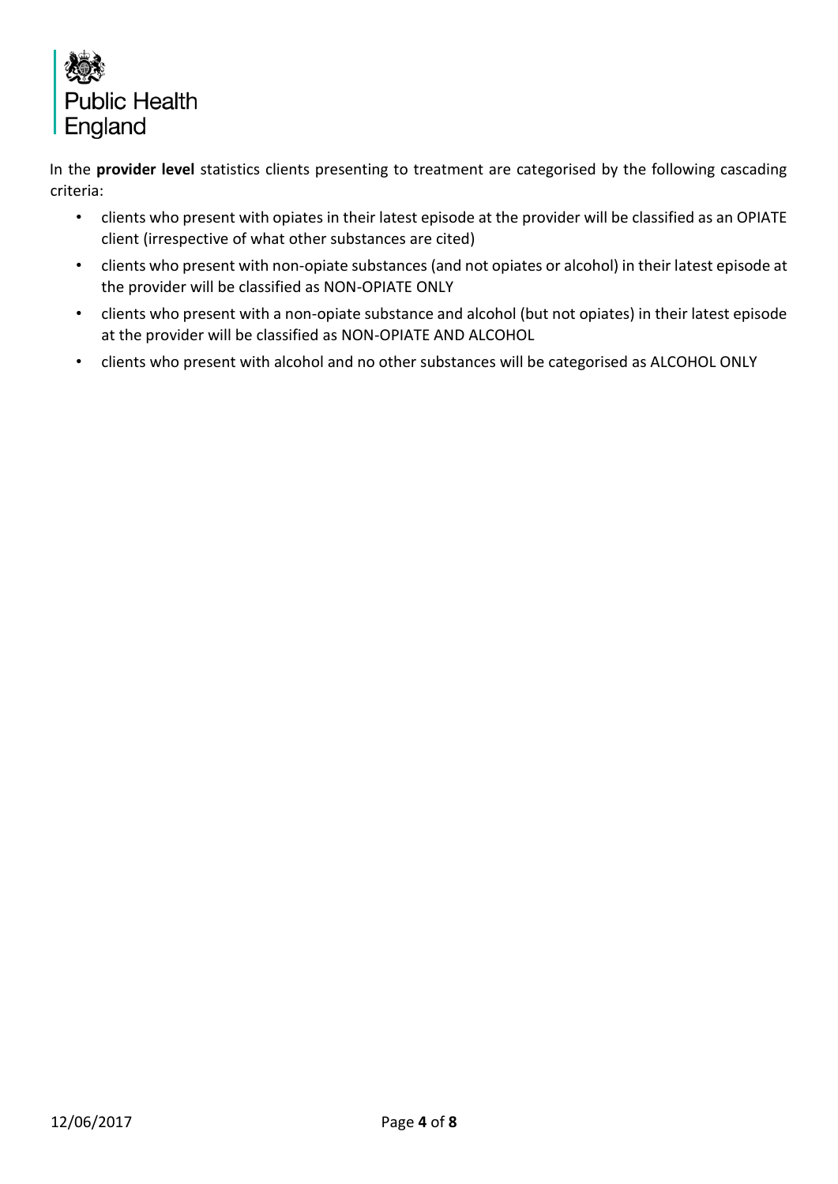In the **provider level** statistics clients presenting to treatment are categorised by the following cascading criteria:

- clients who present with opiates in their latest episode at the provider will be classified as an OPIATE client (irrespective of what other substances are cited)
- clients who present with non-opiate substances (and not opiates or alcohol) in their latest episode at the provider will be classified as NON-OPIATE ONLY
- clients who present with a non-opiate substance and alcohol (but not opiates) in their latest episode at the provider will be classified as NON-OPIATE AND ALCOHOL
- clients who present with alcohol and no other substances will be categorised as ALCOHOL ONLY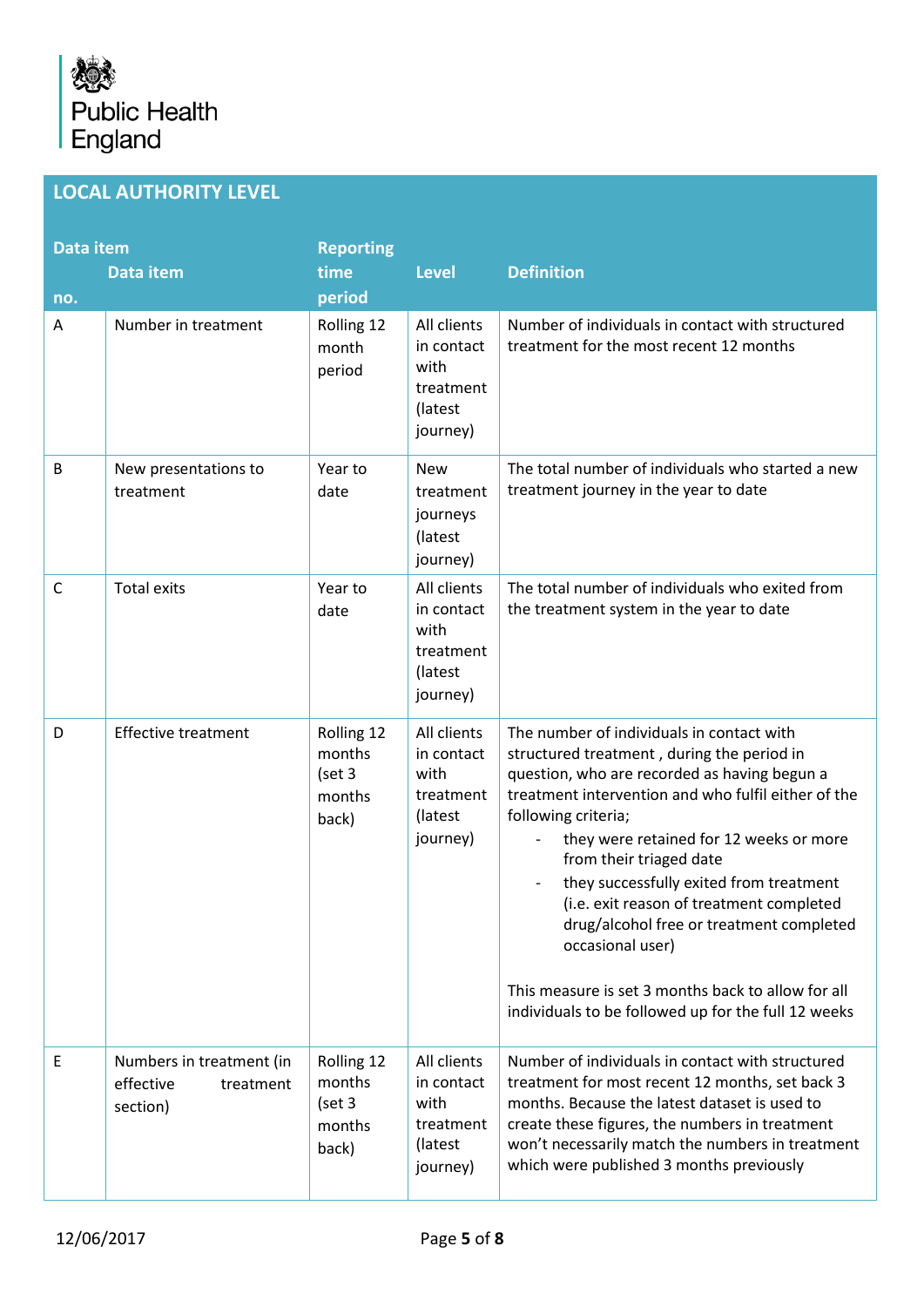## LOCAL AUTHORITY LEVEL

| Data item no. | Data item | Reporting time period | Level | Definition |
|---|---|---|---|---|
| A | Number in treatment | Rolling 12 month period | All clients with treatment (latest journey) | Number of individuals in contact with structured treatment for the most recent 12 months |
| B | New presentations to treatment | Year to date | New treatment journeys (latest journey) | The total number of individuals who started a new treatment journey in the year to date |
| C | Total exits | Year to date | All clients in contact with treatment (latest journey) | The total number of individuals who exited from the treatment system in the year to date |
| D | Effective treatment | Rolling 12 months (set 3 months back) | All clients in contact with treatment (latest journey) | The number of individuals in contact with structured treatment , during the period in question, who are recorded as having begun a treatment intervention and who fulfil either of the following criteria;<br>- they were retained for 12 weeks or more from their triaged date<br>- they successfully exited from treatment (i.e. exit reason of treatment completed drug/alcohol free or treatment completed occasional user)<br><br>This measure is set 3 months back to allow for all individuals to be followed up for the full 12 weeks |
| E | Numbers in treatment (in effective treatment section) | Rolling 12 months (set 3 months back) | All clients in contact with treatment (latest journey) | Number of individuals in contact with structured treatment for most recent 12 months, set back 3 months. Because the latest dataset is used to create these figures, the numbers in treatment won't necessarily match the numbers in treatment which were published 3 months previously |

12/06/2017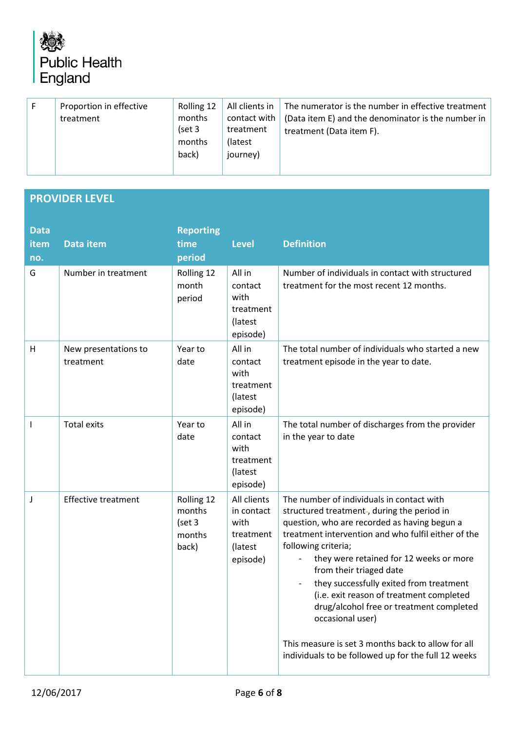| F | Proportion in effective treatment | Rolling 12 months (set 3 months back) | All clients in contact with treatment (latest journey) | The numerator is the number in effective treatment (Data item E) and the denominator is the number in treatment (Data item F). |
|---|---|---|---|---|

## PROVIDER LEVEL

| Data item no. | Data item | Reporting time period | Level | Definition |
|---|---|---|---|---|
| G | Number in treatment | Rolling 12 month period | All in contact with treatment (latest episode) | Number of individuals in contact with structured treatment for the most recent 12 months. |
| H | New presentations to treatment | Year to date | All in contact with treatment (latest episode) | The total number of individuals who started a new treatment episode in the year to date. |
| I | Total exits | Year to date | All in contact with treatment (latest episode) | The total number of discharges from the provider in the year to date |
| J | Effective treatment | Rolling 12 months (set 3 months back) | All clients in contact with treatment (latest episode) | The number of individuals in contact with structured treatment, during the period in question, who are recorded as having begun a treatment intervention and who fulfil either of the following criteria;<br>- they were retained for 12 weeks or more from their triaged date<br>- they successfully exited from treatment (i.e. exit reason of treatment completed drug/alcohol free or treatment completed occasional user)<br><br>This measure is set 3 months back to allow for all individuals to be followed up for the full 12 weeks |

12/06/2017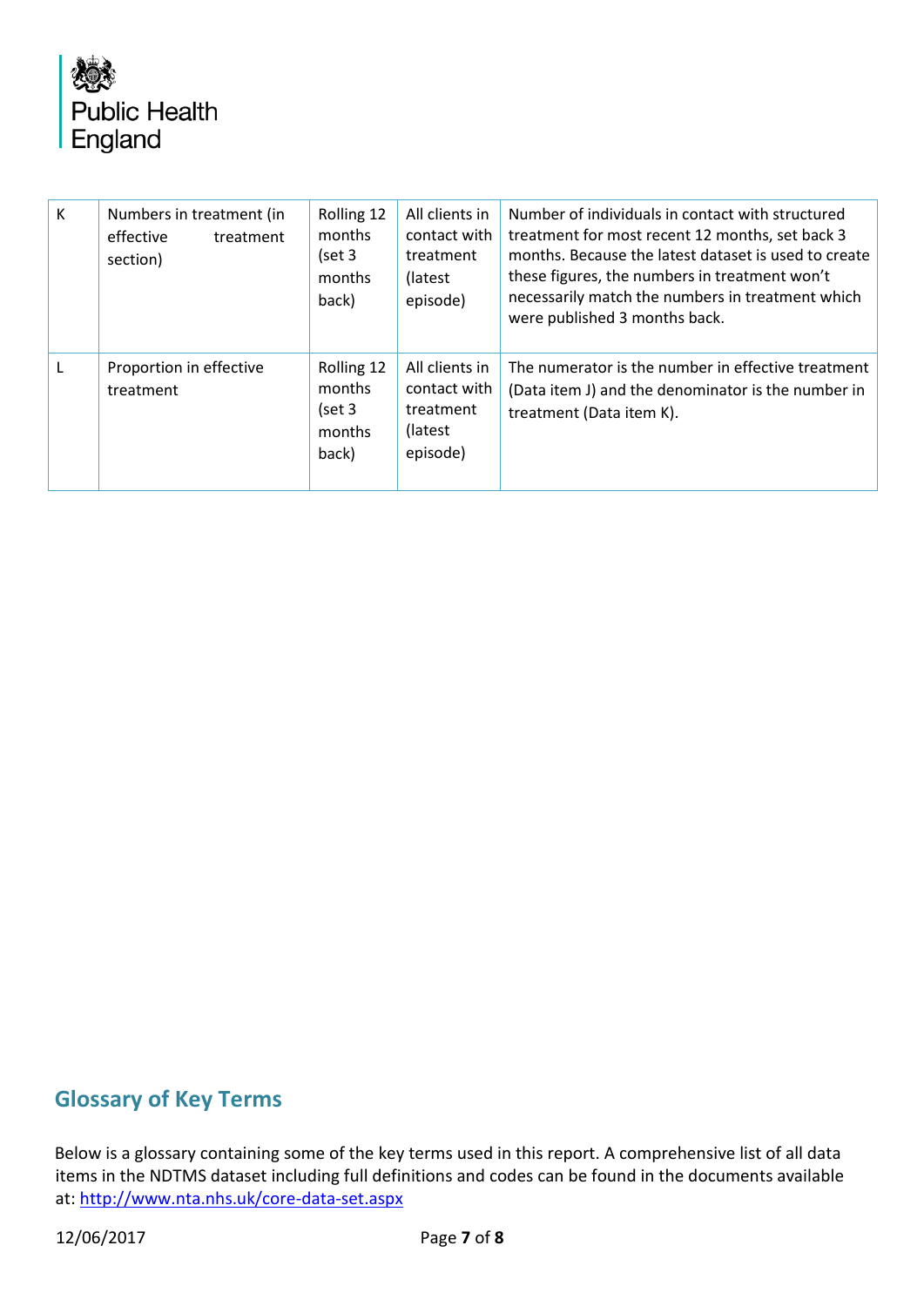| | | | | |
|---|---|---|---|---|
| K | Numbers in treatment (in effective treatment section) | Rolling 12 months (set 3 months back) | All clients in contact with treatment (latest episode) | Number of individuals in contact with structured treatment for most recent 12 months, set back 3 months. Because the latest dataset is used to create these figures, the numbers in treatment won't necessarily match the numbers in treatment which were published 3 months back. |
| L | Proportion in effective treatment | Rolling 12 months (set 3 months back) | All clients in contact with treatment (latest episode) | The numerator is the number in effective treatment (Data item J) and the denominator is the number in treatment (Data item K). |

## Glossary of Key Terms

Below is a glossary containing some of the key terms used in this report. A comprehensive list of all data items in the NDTMS dataset including full definitions and codes can be found in the documents available at: http://www.nta.nhs.uk/core-data-set.aspx

12/06/2017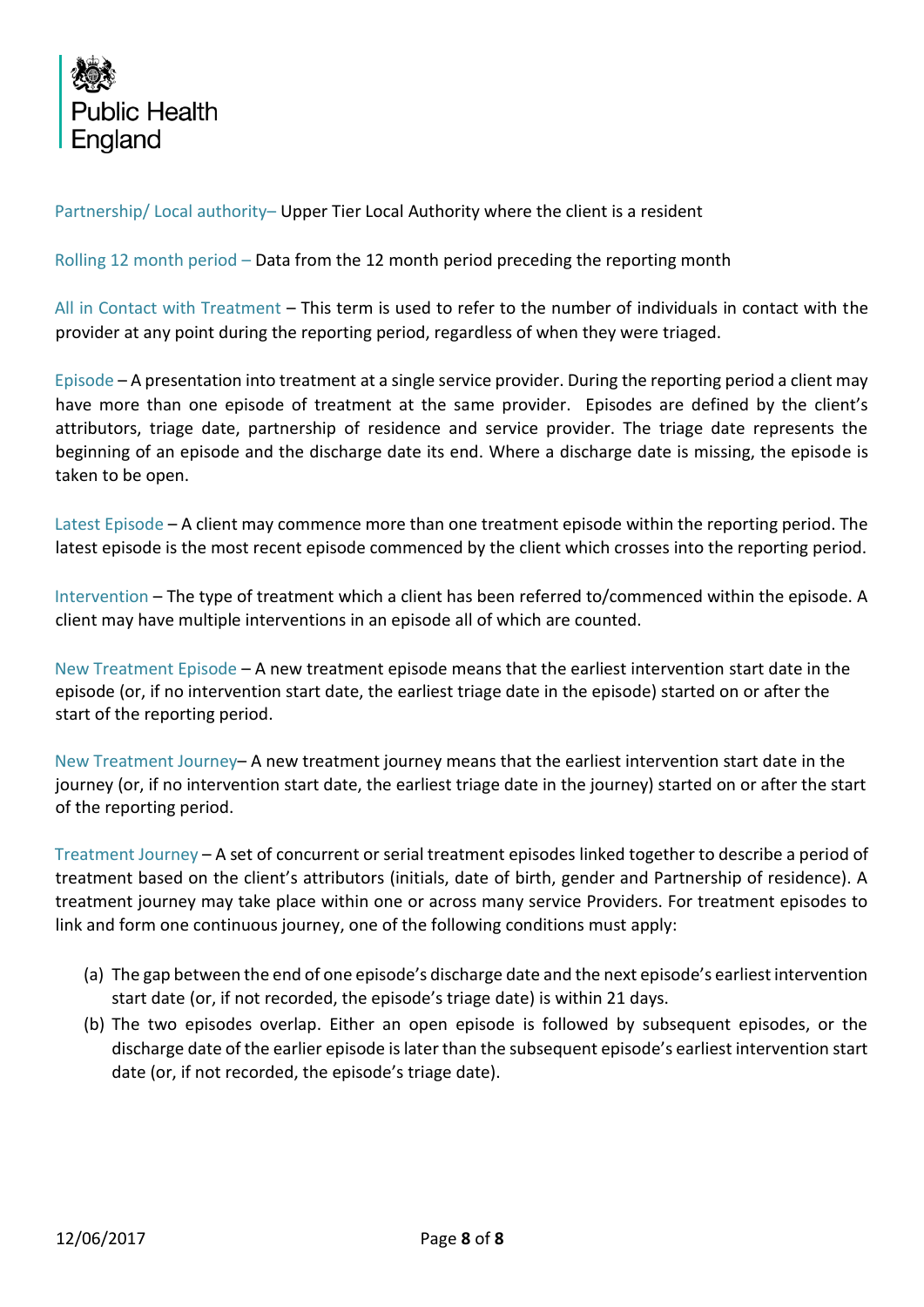Partnership/ Local authority– Upper Tier Local Authority where the client is a resident

Rolling 12 month period – Data from the 12 month period preceding the reporting month

All in Contact with Treatment – This term is used to refer to the number of individuals in contact with the provider at any point during the reporting period, regardless of when they were triaged.

Episode – A presentation into treatment at a single service provider. During the reporting period a client may have more than one episode of treatment at the same provider. Episodes are defined by the client's attributors, triage date, partnership of residence and service provider. The triage date represents the beginning of an episode and the discharge date its end. Where a discharge date is missing, the episode is taken to be open.

Latest Episode – A client may commence more than one treatment episode within the reporting period. The latest episode is the most recent episode commenced by the client which crosses into the reporting period.

Intervention – The type of treatment which a client has been referred to/commenced within the episode. A client may have multiple interventions in an episode all of which are counted.

New Treatment Episode – A new treatment episode means that the earliest intervention start date in the episode (or, if no intervention start date, the earliest triage date in the episode) started on or after the start of the reporting period.

New Treatment Journey– A new treatment journey means that the earliest intervention start date in the journey (or, if no intervention start date, the earliest triage date in the journey) started on or after the start of the reporting period.

Treatment Journey – A set of concurrent or serial treatment episodes linked together to describe a period of treatment based on the client's attributors (initials, date of birth, gender and Partnership of residence). A treatment journey may take place within one or across many service Providers. For treatment episodes to link and form one continuous journey, one of the following conditions must apply:

(a) The gap between the end of one episode's discharge date and the next episode's earliest intervention start date (or, if not recorded, the episode's triage date) is within 21 days.
(b) The two episodes overlap. Either an open episode is followed by subsequent episodes, or the discharge date of the earlier episode is later than the subsequent episode's earliest intervention start date (or, if not recorded, the episode's triage date).

12/06/2017